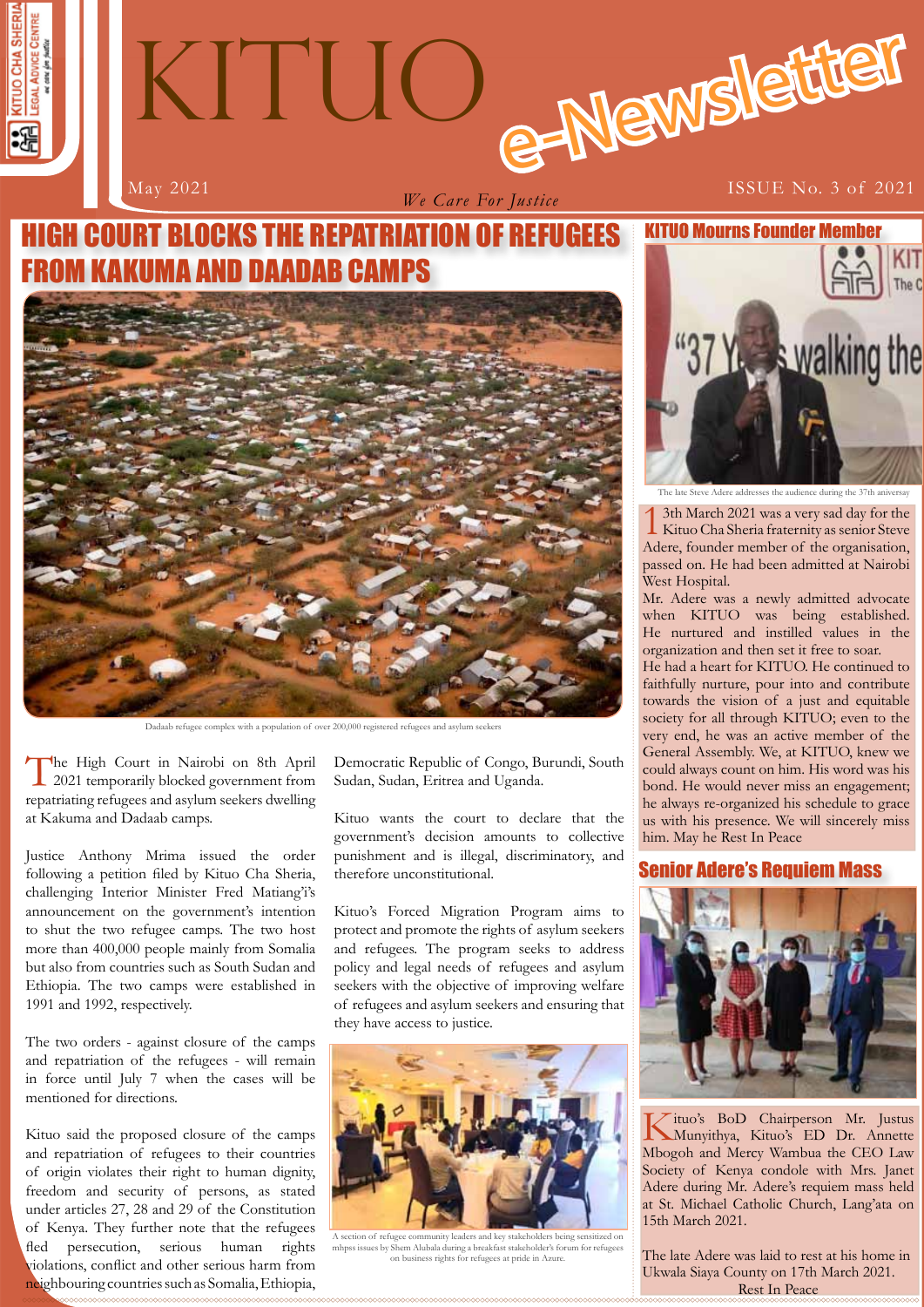# KITUO e-Newsletter

May 2021 *We Care For Justice* ISSUE No. 3 of 2021

## HIGH COURT BLOCKS THE REPATRIATION OF REFUGEES FROM KAKUMA AND DAADAB CAMPS

Dadaab refugee complex with a population of over 200,000 registered refugees and asylum seekers

The High Court in Nairobi on 8th April 2021 temporarily blocked government from repatriating refugees and asylum seekers dwelling at Kakuma and Dadaab camps.

Justice Anthony Mrima issued the order following a petition filed by Kituo Cha Sheria, challenging Interior Minister Fred Matiang'i's announcement on the government's intention to shut the two refugee camps. The two host more than 400,000 people mainly from Somalia but also from countries such as South Sudan and Ethiopia. The two camps were established in 1991 and 1992, respectively.

The two orders - against closure of the camps and repatriation of the refugees - will remain in force until July 7 when the cases will be mentioned for directions.

Kituo said the proposed closure of the camps and repatriation of refugees to their countries of origin violates their right to human dignity, freedom and security of persons, as stated under articles 27, 28 and 29 of the Constitution of Kenya. They further note that the refugees fled persecution, serious human rights violations, conflict and other serious harm from neighbouring countries such as Somalia, Ethiopia, Democratic Republic of Congo, Burundi, South Sudan, Sudan, Eritrea and Uganda.

Kituo wants the court to declare that the government's decision amounts to collective punishment and is illegal, discriminatory, and therefore unconstitutional.

Kituo's Forced Migration Program aims to protect and promote the rights of asylum seekers and refugees. The program seeks to address policy and legal needs of refugees and asylum seekers with the objective of improving welfare of refugees and asylum seekers and ensuring that they have access to justice.

A section of refugee community leaders and key stakeholders being sensitized on mhpss issues by Shem Alubala during a breakfast stakeholder's forum for refugees on business rights for refugees at pride in Azure.

## KITUO Mourns Founder Member

The late Steve Adere addresses the audience during the 37th aniversay

13th March 2021 was a very sad day for the Kituo Cha Sheria fraternity as senior Steve Adere, founder member of the organisation, passed on. He had been admitted at Nairobi West Hospital.

Mr. Adere was a newly admitted advocate when KITUO was being established. He nurtured and instilled values in the organization and then set it free to soar.

He had a heart for KITUO. He continued to faithfully nurture, pour into and contribute towards the vision of a just and equitable society for all through KITUO; even to the very end, he was an active member of the General Assembly. We, at KITUO, knew we could always count on him. His word was his bond. He would never miss an engagement; he always re-organized his schedule to grace us with his presence. We will sincerely miss him. May he Rest In Peace

## Senior Adere's Requiem Mass

Kituo's BoD Chairperson Mr. Justus Munyithya, Kituo's ED Dr. Annette Mbogoh and Mercy Wambua the CEO Law Society of Kenya condole with Mrs. Janet Adere during Mr. Adere's requiem mass held at St. Michael Catholic Church, Lang'ata on 15th March 2021.

The late Adere was laid to rest at his home in Ukwala Siaya County on 17th March 2021.

Rest In Peace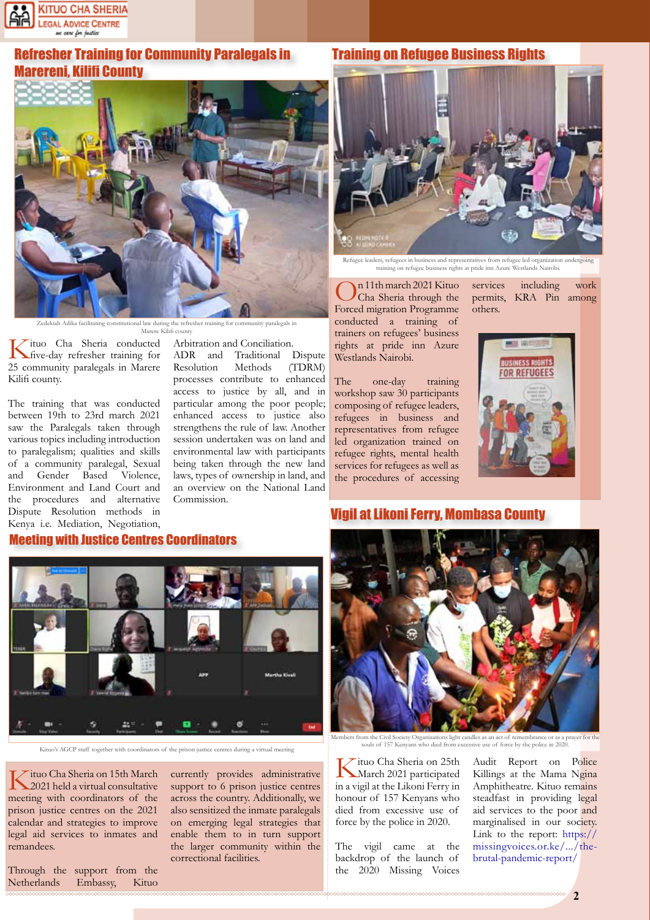## Refresher Training for Community Paralegals in Marereni, Kilifi County

Zedekiah Adika facilitating constitutional law during the refresher training for community paralegals in Marere Kilifi county

Kituo Cha Sheria conducted five-day refresher training for 25 community paralegals in Marere Kilifi county.

The training that was conducted between 19th to 23rd march 2021 saw the Paralegals taken through various topics including introduction to paralegalism; qualities and skills of a community paralegal, Sexual and Gender Based Violence, Environment and Land Court and the procedures and alternative Dispute Resolution methods in Kenya i.e. Mediation, Negotiation, Arbitration and Conciliation. ADR and Traditional Dispute Resolution Methods (TDRM) processes contribute to enhanced access to justice by all, and in particular among the poor people; enhanced access to justice also strengthens the rule of law. Another session undertaken was on land and environmental law with participants being taken through the new land laws, types of ownership in land, and an overview on the National Land Commission.

## Training on Refugee Business Rights

Refugee leaders, refugees in business and representatives from refugee led organization undergoing training on refugee business rights at pride inn Azure Westlands Nairobi.

On 11th march 2021 Kituo Cha Sheria through the Forced migration Programme conducted a training of trainers on refugees' business rights at pride inn Azure Westlands Nairobi.

The one-day training workshop saw 30 participants composing of refugee leaders, refugees in business and representatives from refugee led organization trained on refugee rights, mental health services for refugees as well as the procedures of accessing services including work permits, KRA Pin among others.

## Meeting with Justice Centres Coordinators

Kituo's AGCP staff together with coordinators of the prison justice centres during a virtual meeting

Kituo Cha Sheria on 15th March 2021 held a virtual consultative meeting with coordinators of the prison justice centres on the 2021 calendar and strategies to improve legal aid services to inmates and remandees.

Through the support from the Netherlands Embassy, Kituo currently provides administrative support to 6 prison justice centres across the country. Additionally, we also sensitized the inmate paralegals on emerging legal strategies that enable them to in turn support the larger community within the correctional facilities.

## Vigil at Likoni Ferry, Mombasa County

Members from the Civil Society Organizations light candles as an act of remembrance or as a prayer for the souls of 157 Kenyans who died from excessive use of force by the police in 2020.

Kituo Cha Sheria on 25th March 2021 participated in a vigil at the Likoni Ferry in honour of 157 Kenyans who died from excessive use of force by the police in 2020.

The vigil came at the backdrop of the launch of the 2020 Missing Voices Audit Report on Police Killings at the Mama Ngina Amphitheatre. Kituo remains steadfast in providing legal aid services to the poor and marginalised in our society. Link to the report: https://missingvoices.or.ke/.../the-brutal-pandemic-report/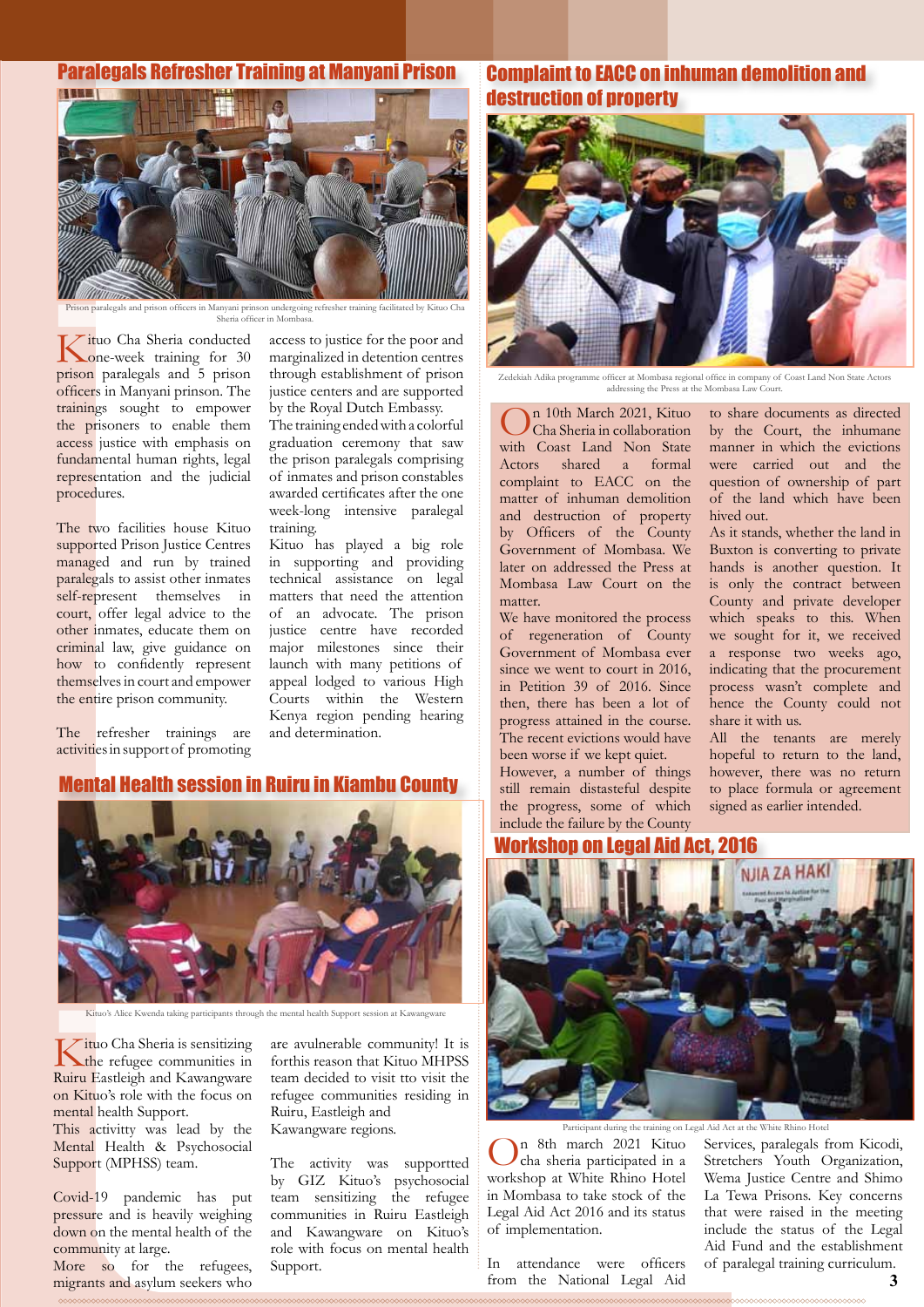## Paralegals Refresher Training at Manyani Prison

Prison paralegals and prison officers in Manyani prinson undergoing refresher training facilitated by Kituo Cha Sheria officer in Mombasa.

Kituo Cha Sheria conducted one-week training for 30 prison paralegals and 5 prison officers in Manyani prinson. The trainings sought to empower the prisoners to enable them access justice with emphasis on fundamental human rights, legal representation and the judicial procedures.

The two facilities house Kituo supported Prison Justice Centres managed and run by trained paralegals to assist other inmates self-represent themselves in court, offer legal advice to the other inmates, educate them on criminal law, give guidance on how to confidently represent themselves in court and empower the entire prison community.

The refresher trainings are activities in support of promoting access to justice for the poor and marginalized in detention centres through establishment of prison justice centers and are supported by the Royal Dutch Embassy.

The training ended with a colorful graduation ceremony that saw the prison paralegals comprising of inmates and prison constables awarded certificates after the one week-long intensive paralegal training.

Kituo has played a big role in supporting and providing technical assistance on legal matters that need the attention of an advocate. The prison justice centre have recorded major milestones since their launch with many petitions of appeal lodged to various High Courts within the Western Kenya region pending hearing and determination.

## Mental Health session in Ruiru in Kiambu County

Kituo's Alice Kwenda taking participants through the mental health Support session at Kawangware

Kituo Cha Sheria is sensitizing the refugee communities in Ruiru Eastleigh and Kawangware on Kituo's role with the focus on mental health Support.

This activitty was lead by the Mental Health & Psychosocial Support (MPHSS) team.

Covid-19 pandemic has put pressure and is heavily weighing down on the mental health of the community at large.

More so for the refugees, migrants and asylum seekers who are avulnerable community! It is forthis reason that Kituo MHPSS team decided to visit tto visit the refugee communities residing in Ruiru, Eastleigh and Kawangware regions.

The activity was supportted by GIZ Kituo's psychosocial team sensitizing the refugee communities in Ruiru Eastleigh and Kawangware on Kituo's role with focus on mental health Support.

## Complaint to EACC on inhuman demolition and destruction of property

Zedekiah Adika programme officer at Mombasa regional office in company of Coast Land Non State Actors addressing the Press at the Mombasa Law Court.

On 10th March 2021, Kituo Cha Sheria in collaboration with Coast Land Non State Actors shared a formal complaint to EACC on the matter of inhuman demolition and destruction of property by Officers of the County Government of Mombasa. We later on addressed the Press at Mombasa Law Court on the matter.

We have monitored the process of regeneration of County Government of Mombasa ever since we went to court in 2016, in Petition 39 of 2016. Since then, there has been a lot of progress attained in the course. The recent evictions would have been worse if we kept quiet.

However, a number of things still remain distasteful despite the progress, some of which include the failure by the County to share documents as directed by the Court, the inhumane manner in which the evictions were carried out and the question of ownership of part of the land which have been hived out.

As it stands, whether the land in Buxton is converting to private hands is another question. It is only the contract between County and private developer which speaks to this. When we sought for it, we received a response two weeks ago, indicating that the procurement process wasn't complete and hence the County could not share it with us.

All the tenants are merely hopeful to return to the land, however, there was no return to place formula or agreement signed as earlier intended.

## Workshop on Legal Aid Act, 2016

Participant during the training on Legal Aid Act at the White Rhino Hotel

On 8th march 2021 Kituo cha sheria participated in a workshop at White Rhino Hotel in Mombasa to take stock of the Legal Aid Act 2016 and its status of implementation.

In attendance were officers from the National Legal Aid Services, paralegals from Kicodi, Stretchers Youth Organization, Wema Justice Centre and Shimo La Tewa Prisons. Key concerns that were raised in the meeting include the status of the Legal Aid Fund and the establishment of paralegal training curriculum.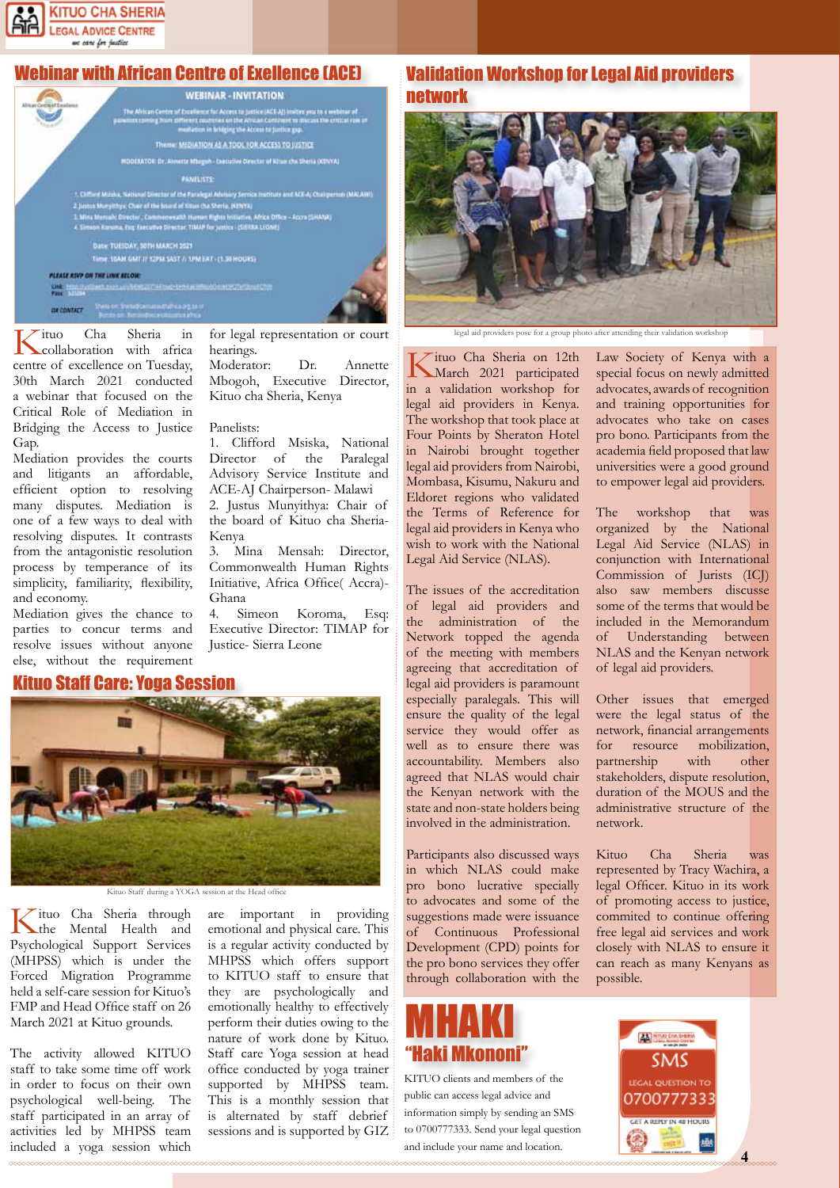## Webinar with African Centre of Execellence (ACE)

Kituo Cha Sheria in collaboration with africa centre of excellence on Tuesday, 30th March 2021 conducted a webinar that focused on the Critical Role of Mediation in Bridging the Access to Justice Gap.

Mediation provides the courts and litigants an affordable, efficient option to resolving many disputes. Mediation is one of a few ways to deal with resolving disputes. It contrasts from the antagonistic resolution process by temperance of its simplicity, familiarity, flexibility, and economy.

Mediation gives the chance to parties to concur terms and resolve issues without anyone else, without the requirement for legal representation or court hearings.

Moderator: Dr. Annette Mbogoh, Executive Director, Kituo cha Sheria, Kenya

Panelists:

1. Clifford Msiska, National Director of the Paralegal Advisory Service Institute and ACE-AJ Chairperson- Malawi
2. Justus Munyithya: Chair of the board of Kituo cha Sheria- Kenya
3. Mina Mensah: Director, Commonwealth Human Rights Initiative, Africa Office( Accra)- Ghana
4. Simeon Koroma, Esq: Executive Director: TIMAP for Justice- Sierra Leone

## Kituo Staff Care: Yoga Session

Kituo Staff during a YOGA session at the Head office

Kituo Cha Sheria through the Mental Health and Psychological Support Services (MHPSS) which is under the Forced Migration Programme held a self-care session for Kituo's FMP and Head Office staff on 26 March 2021 at Kituo grounds.

The activity allowed KITUO staff to take some time off work in order to focus on their own psychological well-being. The staff participated in an array of activities led by MHPSS team included a yoga session which are important in providing emotional and physical care. This is a regular activity conducted by MHPSS which offers support to KITUO staff to ensure that they are psychologically and emotionally healthy to effectively perform their duties owing to the nature of work done by Kituo. Staff care Yoga session at head office conducted by yoga trainer supported by MHPSS team. This is a monthly session that is alternated by staff debrief sessions and is supported by GIZ

## Validation Workshop for Legal Aid providers network

legal aid providers pose for a group photo after attending their validation workshop

Kituo Cha Sheria on 12th March 2021 participated in a validation workshop for legal aid providers in Kenya. The workshop that took place at Four Points by Sheraton Hotel in Nairobi brought together legal aid providers from Nairobi, Mombasa, Kisumu, Nakuru and Eldoret regions who validated the Terms of Reference for legal aid providers in Kenya who wish to work with the National Legal Aid Service (NLAS).

The issues of the accreditation of legal aid providers and the administration of the Network topped the agenda of the meeting with members agreeing that accreditation of legal aid providers is paramount especially paralegals. This will ensure the quality of the legal service they would offer as well as to ensure there was accountability. Members also agreed that NLAS would chair the Kenyan network with the state and non-state holders being involved in the administration.

Participants also discussed ways in which NLAS could make pro bono lucrative specially to advocates and some of the suggestions made were issuance of Continuous Professional Development (CPD) points for the pro bono services they offer through collaboration with the Law Society of Kenya with a special focus on newly admitted advocates, awards of recognition and training opportunities for advocates who take on cases pro bono. Participants from the academia field proposed that law universities were a good ground to empower legal aid providers.

The workshop that was organized by the National Legal Aid Service (NLAS) in conjunction with International Commission of Jurists (ICJ) also saw members discusse some of the terms that would be included in the Memorandum of Understanding between NLAS and the Kenyan network of legal aid providers.

Other issues that emerged were the legal status of the network, financial arrangements for resource mobilization, partnership with other stakeholders, dispute resolution, duration of the MOUS and the administrative structure of the network.

Kituo Cha Sheria was represented by Tracy Wachira, a legal Officer. Kituo in its work of promoting access to justice, commited to continue offering free legal aid services and work closely with NLAS to ensure it can reach as many Kenyans as possible.

## MHAKI "Haki Mkononi"

KITUO clients and members of the public can access legal advice and information simply by sending an SMS to 0700777333. Send your legal question and include your name and location.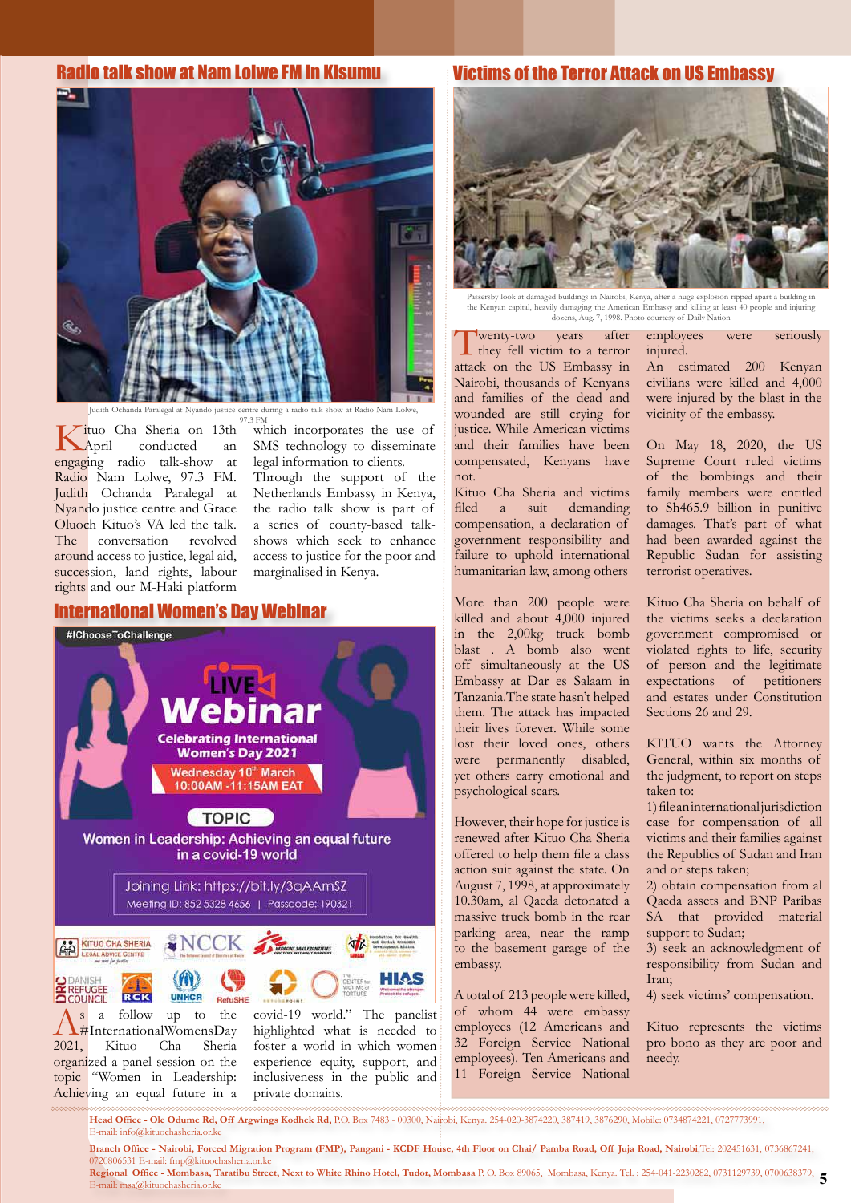## Radio talk show at Nam Lolwe FM in Kisumu

Judith Ochanda Paralegal at Nyando justice centre during a radio talk show at Radio Nam Lolwe, 97.3 FM

Kituo Cha Sheria on 13th April conducted an engaging radio talk-show at Radio Nam Lolwe, 97.3 FM. Judith Ochanda Paralegal at Nyando justice centre and Grace Oluoch Kituo's VA led the talk. The conversation revolved around access to justice, legal aid, succession, land rights, labour rights and our M-Haki platform which incorporates the use of SMS technology to disseminate legal information to clients.

Through the support of the Netherlands Embassy in Kenya, the radio talk show is part of a series of county-based talk-shows which seek to enhance access to justice for the poor and marginalised in Kenya.

## International Women's Day Webinar

#IChooseToChallenge

LIVE Webinar

Celebrating International Women's Day 2021

Wednesday 10th March 10:00AM -11:15AM EAT

TOPIC

Women in Leadership: Achieving an equal future in a covid-19 world

Joining Link: https://bit.ly/3qAAmSZ
Meeting ID: 852 5328 4656 | Passcode: 190321

As a follow up to the #InternationalWomensDay 2021, Kituo Cha Sheria organized a panel session on the topic "Women in Leadership: Achieving an equal future in a covid-19 world." The panelist highlighted what is needed to foster a world in which women experience equity, support, and inclusiveness in the public and private domains.

## Victims of the Terror Attack on US Embassy

Passersby look at damaged buildings in Nairobi, Kenya, after a huge explosion ripped apart a building in the Kenyan capital, heavily damaging the American Embassy and killing at least 40 people and injuring dozens, Aug. 7, 1998. Photo courtesy of Daily Nation

Twenty-two years after they fell victim to a terror attack on the US Embassy in Nairobi, thousands of Kenyans and families of the dead and wounded are still crying for justice. While American victims and their families have been compensated, Kenyans have not.

Kituo Cha Sheria and victims filed a suit demanding compensation, a declaration of government responsibility and failure to uphold international humanitarian law, among others

More than 200 people were killed and about 4,000 injured in the 2,00kg truck bomb blast . A bomb also went off simultaneously at the US Embassy at Dar es Salaam in Tanzania.The state hasn't helped them. The attack has impacted their lives forever. While some lost their loved ones, others were permanently disabled, yet others carry emotional and psychological scars.

However, their hope for justice is renewed after Kituo Cha Sheria offered to help them file a class action suit against the state. On August 7, 1998, at approximately 10.30am, al Qaeda detonated a massive truck bomb in the rear parking area, near the ramp to the basement garage of the embassy.

A total of 213 people were killed, of whom 44 were embassy employees (12 Americans and 32 Foreign Service National employees). Ten Americans and 11 Foreign Service National employees were seriously injured.

An estimated 200 Kenyan civilians were killed and 4,000 were injured by the blast in the vicinity of the embassy.

On May 18, 2020, the US Supreme Court ruled victims of the bombings and their family members were entitled to Sh465.9 billion in punitive damages. That's part of what had been awarded against the Republic Sudan for assisting terrorist operatives.

Kituo Cha Sheria on behalf of the victims seeks a declaration government compromised or violated rights to life, security of person and the legitimate expectations of petitioners and estates under Constitution Sections 26 and 29.

KITUO wants the Attorney General, within six months of the judgment, to report on steps taken to:

1) file an international jurisdiction case for compensation of all victims and their families against the Republics of Sudan and Iran and or steps taken;

2) obtain compensation from al Qaeda assets and BNP Paribas SA that provided material support to Sudan;

3) seek an acknowledgment of responsibility from Sudan and Iran;

4) seek victims' compensation.

Kituo represents the victims pro bono as they are poor and needy.

**Head Office - Ole Odume Rd, Off Argwings Kodhek Rd,** P.O. Box 7483 - 00300, Nairobi, Kenya. 254-020-3874220, 387419, 3876290, Mobile: 0734874221, 0727773991, E-mail: info@kituochasheria.or.ke

**Branch Office - Nairobi, Forced Migration Program (FMP), Pangani - KCDF House, 4th Floor on Chai/ Pamba Road, Off Juja Road, Nairobi**,Tel: 202451631, 0736867241, 0720806531 E-mail: fmp@kituochasheria.or.ke

**Regional Office - Mombasa, Taratibu Street, Next to White Rhino Hotel, Tudor, Mombasa** P. O. Box 89065, Mombasa, Kenya. Tel. : 254-041-2230282, 0731129739, 0700638379, E-mail: msa@kituochasheria.or.ke